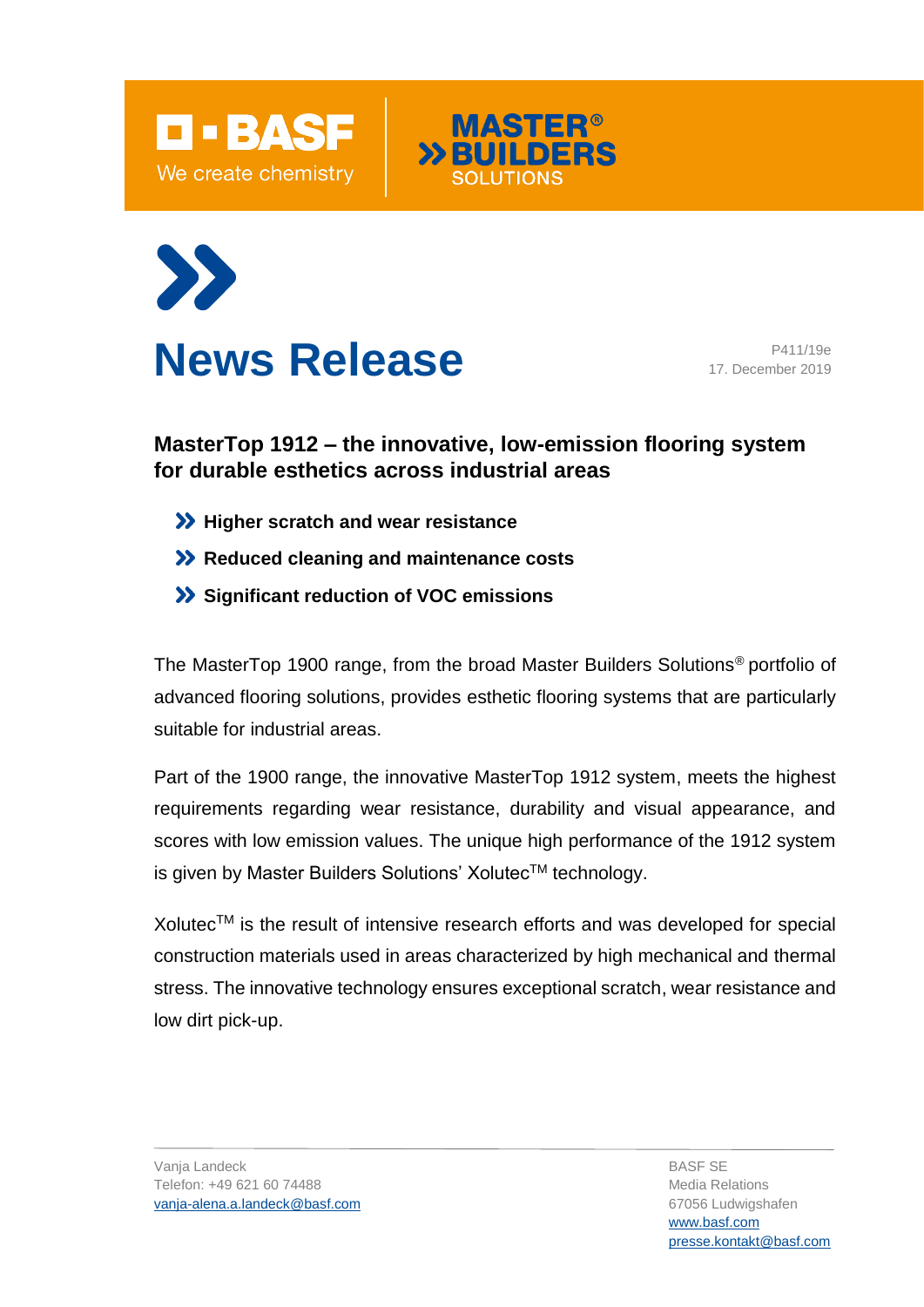# News Release

P411/19e
17. December 2019

## MasterTop 1912 – the innovative, low-emission flooring system for durable esthetics across industrial areas

- **Higher scratch and wear resistance**
- **Reduced cleaning and maintenance costs**
- **Significant reduction of VOC emissions**

The MasterTop 1900 range, from the broad Master Builders Solutions® portfolio of advanced flooring solutions, provides esthetic flooring systems that are particularly suitable for industrial areas.

Part of the 1900 range, the innovative MasterTop 1912 system, meets the highest requirements regarding wear resistance, durability and visual appearance, and scores with low emission values. The unique high performance of the 1912 system is given by Master Builders Solutions' Xolutec™ technology.

Xolutec™ is the result of intensive research efforts and was developed for special construction materials used in areas characterized by high mechanical and thermal stress. The innovative technology ensures exceptional scratch, wear resistance and low dirt pick-up.

Vanja Landeck
Telefon: +49 621 60 74488
vanja-alena.a.landeck@basf.com

BASF SE
Media Relations
67056 Ludwigshafen
www.basf.com
presse.kontakt@basf.com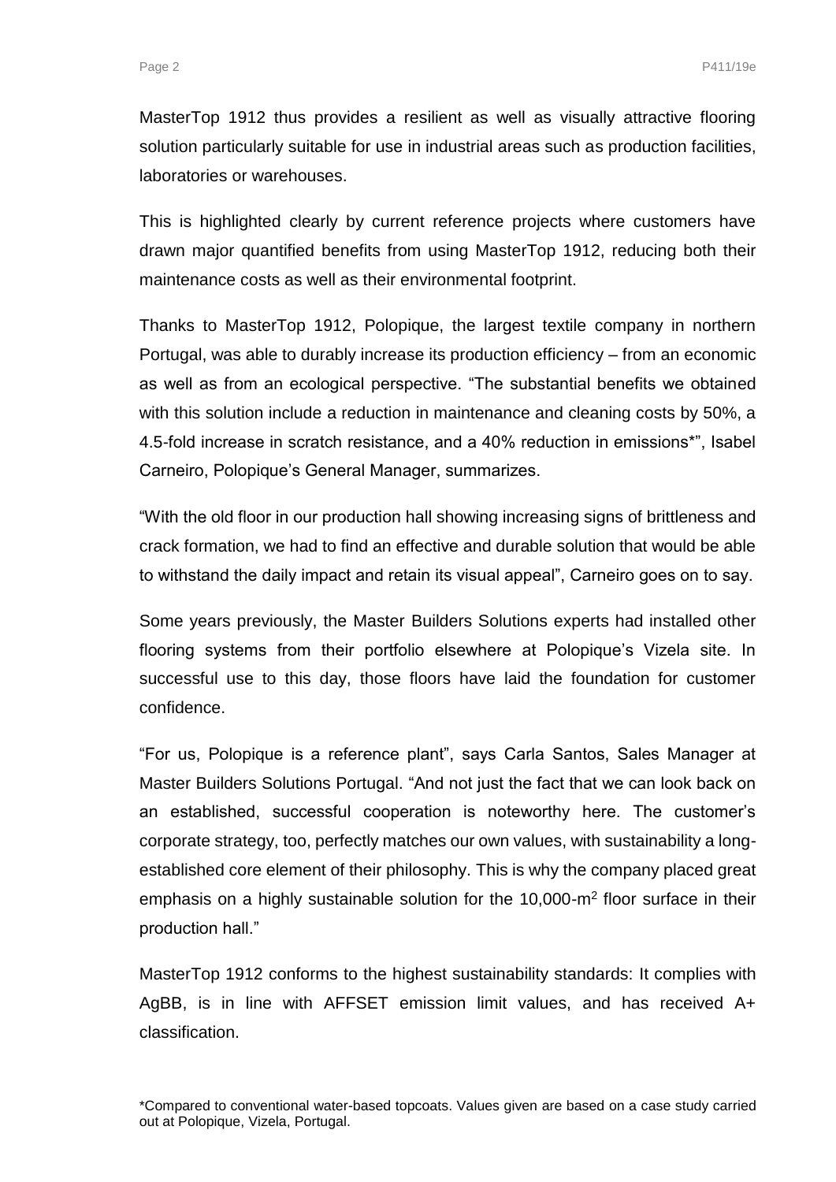MasterTop 1912 thus provides a resilient as well as visually attractive flooring solution particularly suitable for use in industrial areas such as production facilities, laboratories or warehouses.

This is highlighted clearly by current reference projects where customers have drawn major quantified benefits from using MasterTop 1912, reducing both their maintenance costs as well as their environmental footprint.

Thanks to MasterTop 1912, Polopique, the largest textile company in northern Portugal, was able to durably increase its production efficiency – from an economic as well as from an ecological perspective. "The substantial benefits we obtained with this solution include a reduction in maintenance and cleaning costs by 50%, a 4.5-fold increase in scratch resistance, and a 40% reduction in emissions*", Isabel Carneiro, Polopique's General Manager, summarizes.

"With the old floor in our production hall showing increasing signs of brittleness and crack formation, we had to find an effective and durable solution that would be able to withstand the daily impact and retain its visual appeal", Carneiro goes on to say.

Some years previously, the Master Builders Solutions experts had installed other flooring systems from their portfolio elsewhere at Polopique's Vizela site. In successful use to this day, those floors have laid the foundation for customer confidence.

"For us, Polopique is a reference plant", says Carla Santos, Sales Manager at Master Builders Solutions Portugal. "And not just the fact that we can look back on an established, successful cooperation is noteworthy here. The customer's corporate strategy, too, perfectly matches our own values, with sustainability a long-established core element of their philosophy. This is why the company placed great emphasis on a highly sustainable solution for the 10,000-$m^2$ floor surface in their production hall."

MasterTop 1912 conforms to the highest sustainability standards: It complies with AgBB, is in line with AFFSET emission limit values, and has received A+ classification.

*Compared to conventional water-based topcoats. Values given are based on a case study carried out at Polopique, Vizela, Portugal.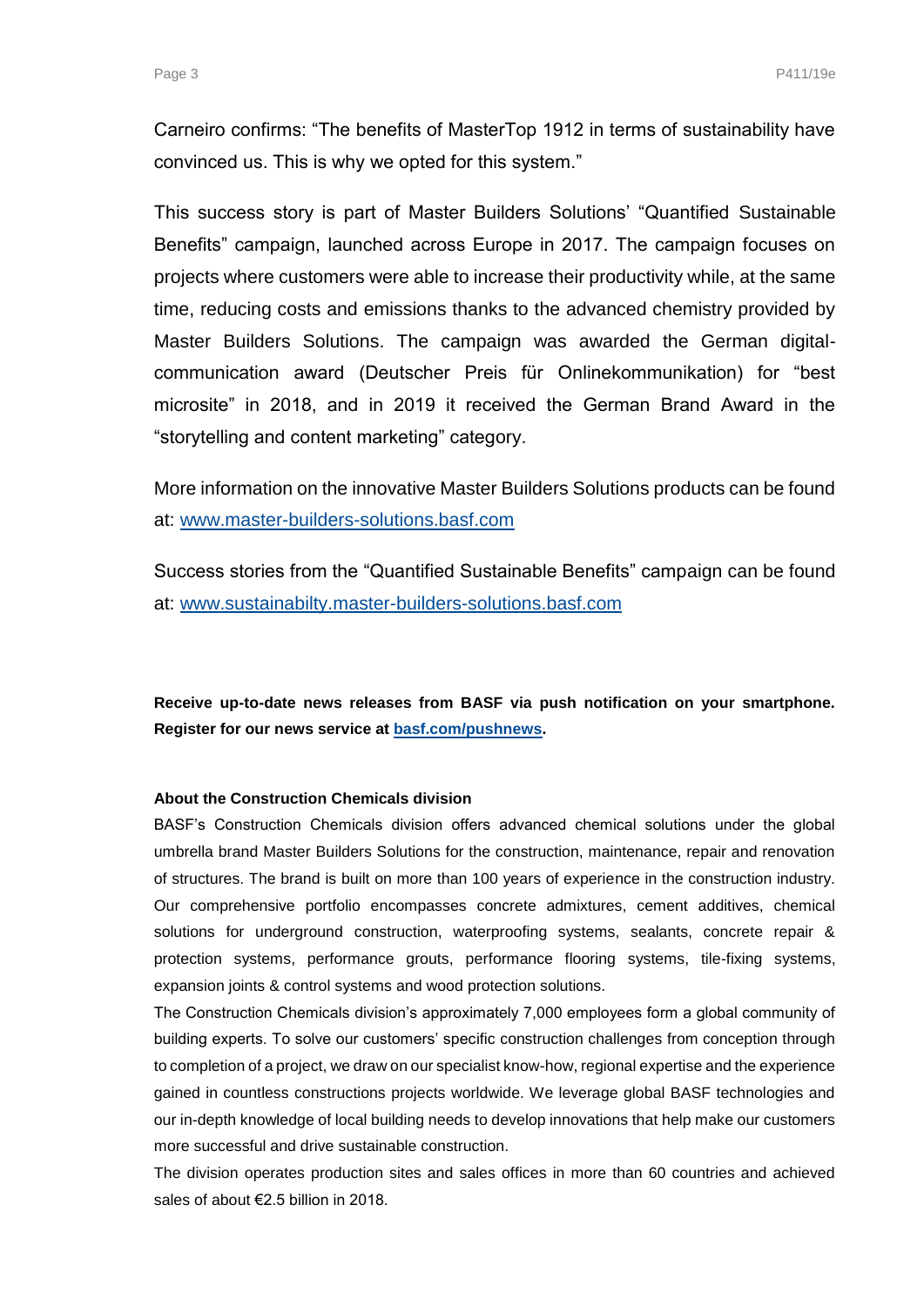Carneiro confirms: “The benefits of MasterTop 1912 in terms of sustainability have convinced us. This is why we opted for this system.”

This success story is part of Master Builders Solutions’ “Quantified Sustainable Benefits” campaign, launched across Europe in 2017. The campaign focuses on projects where customers were able to increase their productivity while, at the same time, reducing costs and emissions thanks to the advanced chemistry provided by Master Builders Solutions. The campaign was awarded the German digital-communication award (Deutscher Preis für Onlinekommunikation) for “best microsite” in 2018, and in 2019 it received the German Brand Award in the “storytelling and content marketing” category.

More information on the innovative Master Builders Solutions products can be found at: [www.master-builders-solutions.basf.com](www.master-builders-solutions.basf.com)

Success stories from the “Quantified Sustainable Benefits” campaign can be found at: [www.sustainabilty.master-builders-solutions.basf.com](www.sustainabilty.master-builders-solutions.basf.com)

**Receive up-to-date news releases from BASF via push notification on your smartphone. Register for our news service at [basf.com/pushnews](basf.com/pushnews).**

**About the Construction Chemicals division**

BASF’s Construction Chemicals division offers advanced chemical solutions under the global umbrella brand Master Builders Solutions for the construction, maintenance, repair and renovation of structures. The brand is built on more than 100 years of experience in the construction industry. Our comprehensive portfolio encompasses concrete admixtures, cement additives, chemical solutions for underground construction, waterproofing systems, sealants, concrete repair & protection systems, performance grouts, performance flooring systems, tile-fixing systems, expansion joints & control systems and wood protection solutions.

The Construction Chemicals division’s approximately 7,000 employees form a global community of building experts. To solve our customers’ specific construction challenges from conception through to completion of a project, we draw on our specialist know-how, regional expertise and the experience gained in countless constructions projects worldwide. We leverage global BASF technologies and our in-depth knowledge of local building needs to develop innovations that help make our customers more successful and drive sustainable construction.

The division operates production sites and sales offices in more than 60 countries and achieved sales of about €2.5 billion in 2018.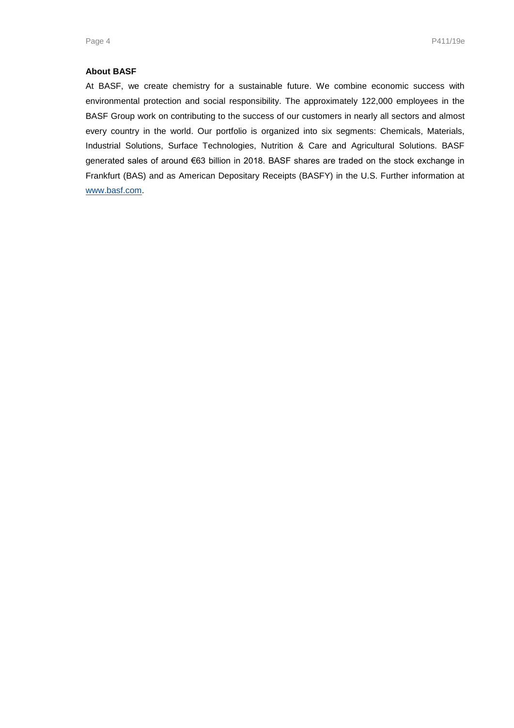**About BASF**

At BASF, we create chemistry for a sustainable future. We combine economic success with environmental protection and social responsibility. The approximately 122,000 employees in the BASF Group work on contributing to the success of our customers in nearly all sectors and almost every country in the world. Our portfolio is organized into six segments: Chemicals, Materials, Industrial Solutions, Surface Technologies, Nutrition & Care and Agricultural Solutions. BASF generated sales of around €63 billion in 2018. BASF shares are traded on the stock exchange in Frankfurt (BAS) and as American Depositary Receipts (BASFY) in the U.S. Further information at www.basf.com.